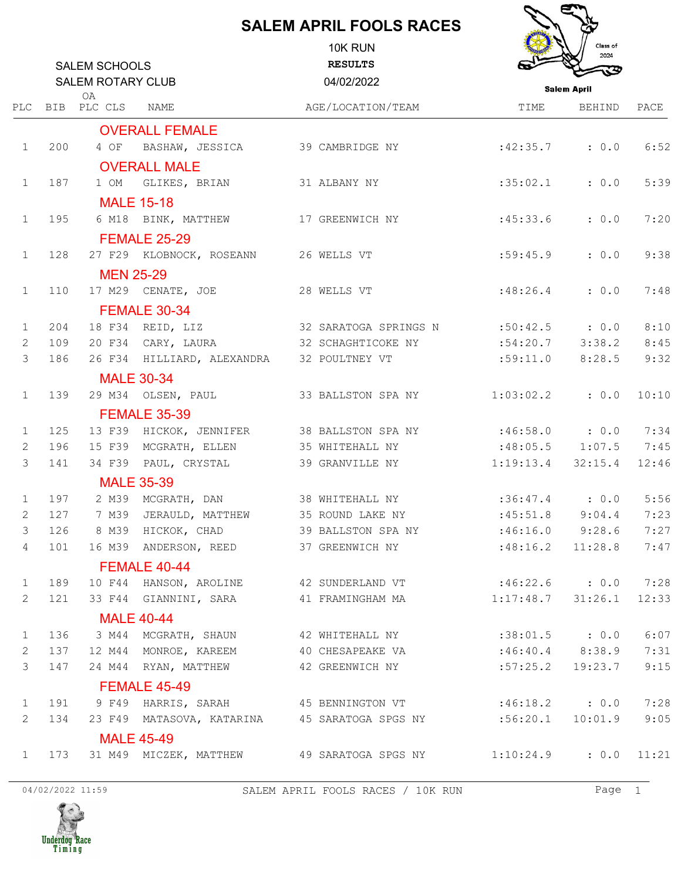# SALEM APRIL FOOLS RACES

SALEM SCHOOLS
SALEM ROTARY CLUB

10K RUN
**RESULTS**
04/02/2022

| PLC | BIB | OA PLC | CLS | NAME | AGE/LOCATION/TEAM | TIME | BEHIND | PACE |
|---|---|---|---|---|---|---|---|---|
| | | | | **OVERALL FEMALE** | | | | |
| 1 | 200 | 4 | OF | BASHAW, JESSICA | 39 CAMBRIDGE NY | :42:35.7 | : 0.0 | 6:52 |
| | | | | **OVERALL MALE** | | | | |
| 1 | 187 | 1 | OM | GLIKES, BRIAN | 31 ALBANY NY | :35:02.1 | : 0.0 | 5:39 |
| | | | | **MALE 15-18** | | | | |
| 1 | 195 | 6 | M18 | BINK, MATTHEW | 17 GREENWICH NY | :45:33.6 | : 0.0 | 7:20 |
| | | | | **FEMALE 25-29** | | | | |
| 1 | 128 | 27 | F29 | KLOBNOCK, ROSEANN | 26 WELLS VT | :59:45.9 | : 0.0 | 9:38 |
| | | | | **MEN 25-29** | | | | |
| 1 | 110 | 17 | M29 | CENATE, JOE | 28 WELLS VT | :48:26.4 | : 0.0 | 7:48 |
| | | | | **FEMALE 30-34** | | | | |
| 1 | 204 | 18 | F34 | REID, LIZ | 32 SARATOGA SPRINGS N | :50:42.5 | : 0.0 | 8:10 |
| 2 | 109 | 20 | F34 | CARY, LAURA | 32 SCHAGHTICOKE NY | :54:20.7 | 3:38.2 | 8:45 |
| 3 | 186 | 26 | F34 | HILLIARD, ALEXANDRA | 32 POULTNEY VT | :59:11.0 | 8:28.5 | 9:32 |
| | | | | **MALE 30-34** | | | | |
| 1 | 139 | 29 | M34 | OLSEN, PAUL | 33 BALLSTON SPA NY | 1:03:02.2 | : 0.0 | 10:10 |
| | | | | **FEMALE 35-39** | | | | |
| 1 | 125 | 13 | F39 | HICKOK, JENNIFER | 38 BALLSTON SPA NY | :46:58.0 | : 0.0 | 7:34 |
| 2 | 196 | 15 | F39 | MCGRATH, ELLEN | 35 WHITEHALL NY | :48:05.5 | 1:07.5 | 7:45 |
| 3 | 141 | 34 | F39 | PAUL, CRYSTAL | 39 GRANVILLE NY | 1:19:13.4 | 32:15.4 | 12:46 |
| | | | | **MALE 35-39** | | | | |
| 1 | 197 | 2 | M39 | MCGRATH, DAN | 38 WHITEHALL NY | :36:47.4 | : 0.0 | 5:56 |
| 2 | 127 | 7 | M39 | JERAULD, MATTHEW | 35 ROUND LAKE NY | :45:51.8 | 9:04.4 | 7:23 |
| 3 | 126 | 8 | M39 | HICKOK, CHAD | 39 BALLSTON SPA NY | :46:16.0 | 9:28.6 | 7:27 |
| 4 | 101 | 16 | M39 | ANDERSON, REED | 37 GREENWICH NY | :48:16.2 | 11:28.8 | 7:47 |
| | | | | **FEMALE 40-44** | | | | |
| 1 | 189 | 10 | F44 | HANSON, AROLINE | 42 SUNDERLAND VT | :46:22.6 | : 0.0 | 7:28 |
| 2 | 121 | 33 | F44 | GIANNINI, SARA | 41 FRAMINGHAM MA | 1:17:48.7 | 31:26.1 | 12:33 |
| | | | | **MALE 40-44** | | | | |
| 1 | 136 | 3 | M44 | MCGRATH, SHAUN | 42 WHITEHALL NY | :38:01.5 | : 0.0 | 6:07 |
| 2 | 137 | 12 | M44 | MONROE, KAREEM | 40 CHESAPEAKE VA | :46:40.4 | 8:38.9 | 7:31 |
| 3 | 147 | 24 | M44 | RYAN, MATTHEW | 42 GREENWICH NY | :57:25.2 | 19:23.7 | 9:15 |
| | | | | **FEMALE 45-49** | | | | |
| 1 | 191 | 9 | F49 | HARRIS, SARAH | 45 BENNINGTON VT | :46:18.2 | : 0.0 | 7:28 |
| 2 | 134 | 23 | F49 | MATASOVA, KATARINA | 45 SARATOGA SPGS NY | :56:20.1 | 10:01.9 | 9:05 |
| | | | | **MALE 45-49** | | | | |
| 1 | 173 | 31 | M49 | MICZEK, MATTHEW | 49 SARATOGA SPGS NY | 1:10:24.9 | : 0.0 | 11:21 |

04/02/2022 11:59 SALEM APRIL FOOLS RACES / 10K RUN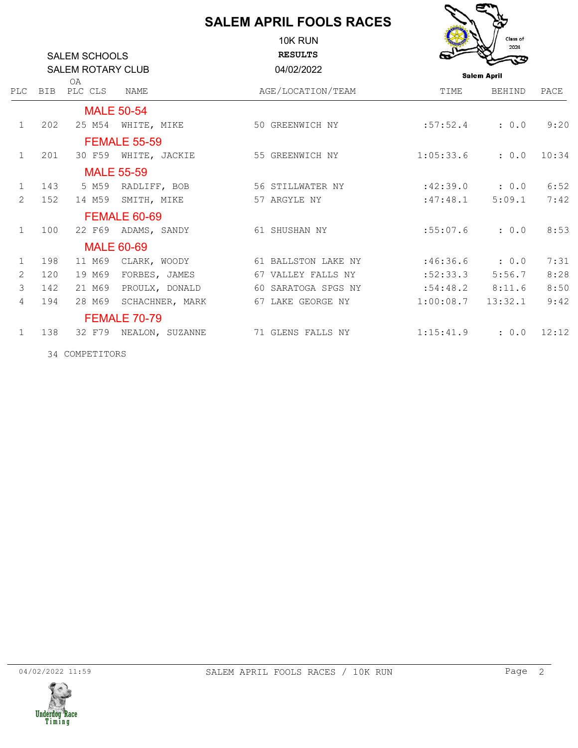# SALEM APRIL FOOLS RACES

10K RUN

**RESULTS**

04/02/2022

SALEM SCHOOLS

SALEM ROTARY CLUB

| PLC | BIB | OA PLC | CLS | NAME | AGE/LOCATION/TEAM | TIME | BEHIND | PACE |
|---|---|---|---|---|---|---|---|---|
| **MALE 50-54** | | | | | | | | |
| 1 | 202 | 25 | M54 | WHITE, MIKE | 50 GREENWICH NY | :57:52.4 | : 0.0 | 9:20 |
| **FEMALE 55-59** | | | | | | | | |
| 1 | 201 | 30 | F59 | WHITE, JACKIE | 55 GREENWICH NY | 1:05:33.6 | : 0.0 | 10:34 |
| **MALE 55-59** | | | | | | | | |
| 1 | 143 | 5 | M59 | RADLIFF, BOB | 56 STILLWATER NY | :42:39.0 | : 0.0 | 6:52 |
| 2 | 152 | 14 | M59 | SMITH, MIKE | 57 ARGYLE NY | :47:48.1 | 5:09.1 | 7:42 |
| **FEMALE 60-69** | | | | | | | | |
| 1 | 100 | 22 | F69 | ADAMS, SANDY | 61 SHUSHAN NY | :55:07.6 | : 0.0 | 8:53 |
| **MALE 60-69** | | | | | | | | |
| 1 | 198 | 11 | M69 | CLARK, WOODY | 61 BALLSTON LAKE NY | :46:36.6 | : 0.0 | 7:31 |
| 2 | 120 | 19 | M69 | FORBES, JAMES | 67 VALLEY FALLS NY | :52:33.3 | 5:56.7 | 8:28 |
| 3 | 142 | 21 | M69 | PROULX, DONALD | 60 SARATOGA SPGS NY | :54:48.2 | 8:11.6 | 8:50 |
| 4 | 194 | 28 | M69 | SCHACHNER, MARK | 67 LAKE GEORGE NY | 1:00:08.7 | 13:32.1 | 9:42 |
| **FEMALE 70-79** | | | | | | | | |
| 1 | 138 | 32 | F79 | NEALON, SUZANNE | 71 GLENS FALLS NY | 1:15:41.9 | : 0.0 | 12:12 |

34 COMPETITORS